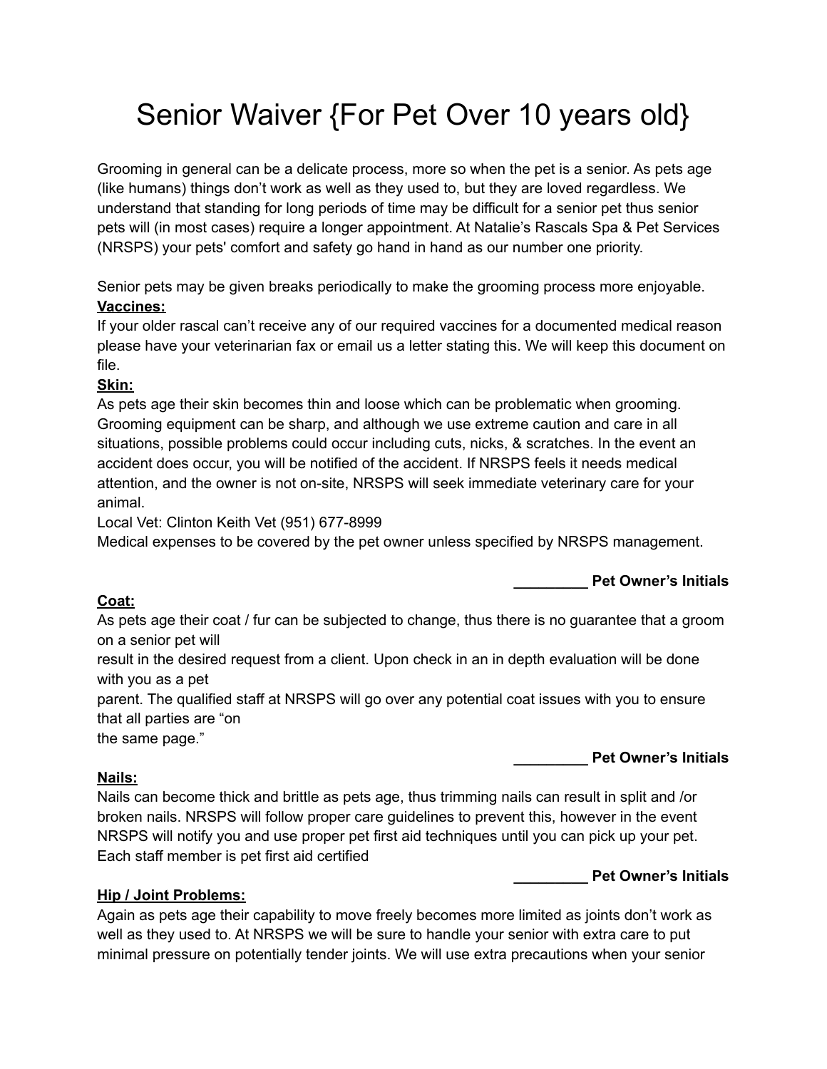# Senior Waiver {For Pet Over 10 years old}

Grooming in general can be a delicate process, more so when the pet is a senior. As pets age (like humans) things don't work as well as they used to, but they are loved regardless. We understand that standing for long periods of time may be difficult for a senior pet thus senior pets will (in most cases) require a longer appointment. At Natalie's Rascals Spa & Pet Services (NRSPS) your pets' comfort and safety go hand in hand as our number one priority.

Senior pets may be given breaks periodically to make the grooming process more enjoyable.

**Vaccines:**

If your older rascal can't receive any of our required vaccines for a documented medical reason please have your veterinarian fax or email us a letter stating this. We will keep this document on file.

**Skin:**

As pets age their skin becomes thin and loose which can be problematic when grooming. Grooming equipment can be sharp, and although we use extreme caution and care in all situations, possible problems could occur including cuts, nicks, & scratches. In the event an accident does occur, you will be notified of the accident. If NRSPS feels it needs medical attention, and the owner is not on-site, NRSPS will seek immediate veterinary care for your animal.

Local Vet: Clinton Keith Vet (951) 677-8999

Medical expenses to be covered by the pet owner unless specified by NRSPS management.

**_________ Pet Owner's Initials**

**Coat:**

As pets age their coat / fur can be subjected to change, thus there is no guarantee that a groom on a senior pet will result in the desired request from a client. Upon check in an in depth evaluation will be done with you as a pet parent. The qualified staff at NRSPS will go over any potential coat issues with you to ensure that all parties are "on the same page."

**_________ Pet Owner's Initials**

**Nails:**

Nails can become thick and brittle as pets age, thus trimming nails can result in split and /or broken nails. NRSPS will follow proper care guidelines to prevent this, however in the event NRSPS will notify you and use proper pet first aid techniques until you can pick up your pet. Each staff member is pet first aid certified

**_________ Pet Owner's Initials**

**Hip / Joint Problems:**

Again as pets age their capability to move freely becomes more limited as joints don't work as well as they used to. At NRSPS we will be sure to handle your senior with extra care to put minimal pressure on potentially tender joints. We will use extra precautions when your senior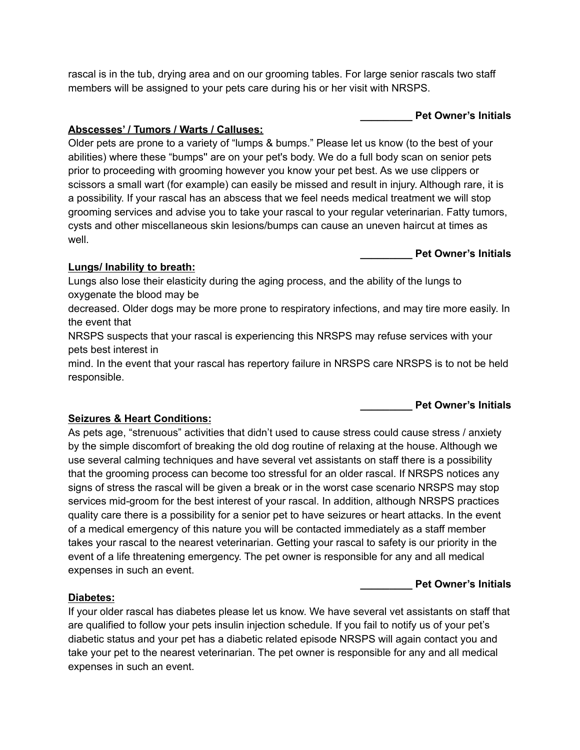rascal is in the tub, drying area and on our grooming tables. For large senior rascals two staff members will be assigned to your pets care during his or her visit with NRSPS.

**_________ Pet Owner's Initials**

**<u>Abscesses' / Tumors / Warts / Calluses:</u>**

Older pets are prone to a variety of "lumps & bumps." Please let us know (to the best of your abilities) where these "bumps'' are on your pet's body. We do a full body scan on senior pets prior to proceeding with grooming however you know your pet best. As we use clippers or scissors a small wart (for example) can easily be missed and result in injury. Although rare, it is a possibility. If your rascal has an abscess that we feel needs medical treatment we will stop grooming services and advise you to take your rascal to your regular veterinarian. Fatty tumors, cysts and other miscellaneous skin lesions/bumps can cause an uneven haircut at times as well.

**_________ Pet Owner's Initials**

**<u>Lungs/ Inability to breath:</u>**

Lungs also lose their elasticity during the aging process, and the ability of the lungs to oxygenate the blood may be decreased. Older dogs may be more prone to respiratory infections, and may tire more easily. In the event that NRSPS suspects that your rascal is experiencing this NRSPS may refuse services with your pets best interest in mind. In the event that your rascal has repertory failure in NRSPS care NRSPS is to not be held responsible.

**_________ Pet Owner's Initials**

**<u>Seizures & Heart Conditions:</u>**

As pets age, "strenuous" activities that didn't used to cause stress could cause stress / anxiety by the simple discomfort of breaking the old dog routine of relaxing at the house. Although we use several calming techniques and have several vet assistants on staff there is a possibility that the grooming process can become too stressful for an older rascal. If NRSPS notices any signs of stress the rascal will be given a break or in the worst case scenario NRSPS may stop services mid-groom for the best interest of your rascal. In addition, although NRSPS practices quality care there is a possibility for a senior pet to have seizures or heart attacks. In the event of a medical emergency of this nature you will be contacted immediately as a staff member takes your rascal to the nearest veterinarian. Getting your rascal to safety is our priority in the event of a life threatening emergency. The pet owner is responsible for any and all medical expenses in such an event.

**_________ Pet Owner's Initials**

**<u>Diabetes:</u>**

If your older rascal has diabetes please let us know. We have several vet assistants on staff that are qualified to follow your pets insulin injection schedule. If you fail to notify us of your pet's diabetic status and your pet has a diabetic related episode NRSPS will again contact you and take your pet to the nearest veterinarian. The pet owner is responsible for any and all medical expenses in such an event.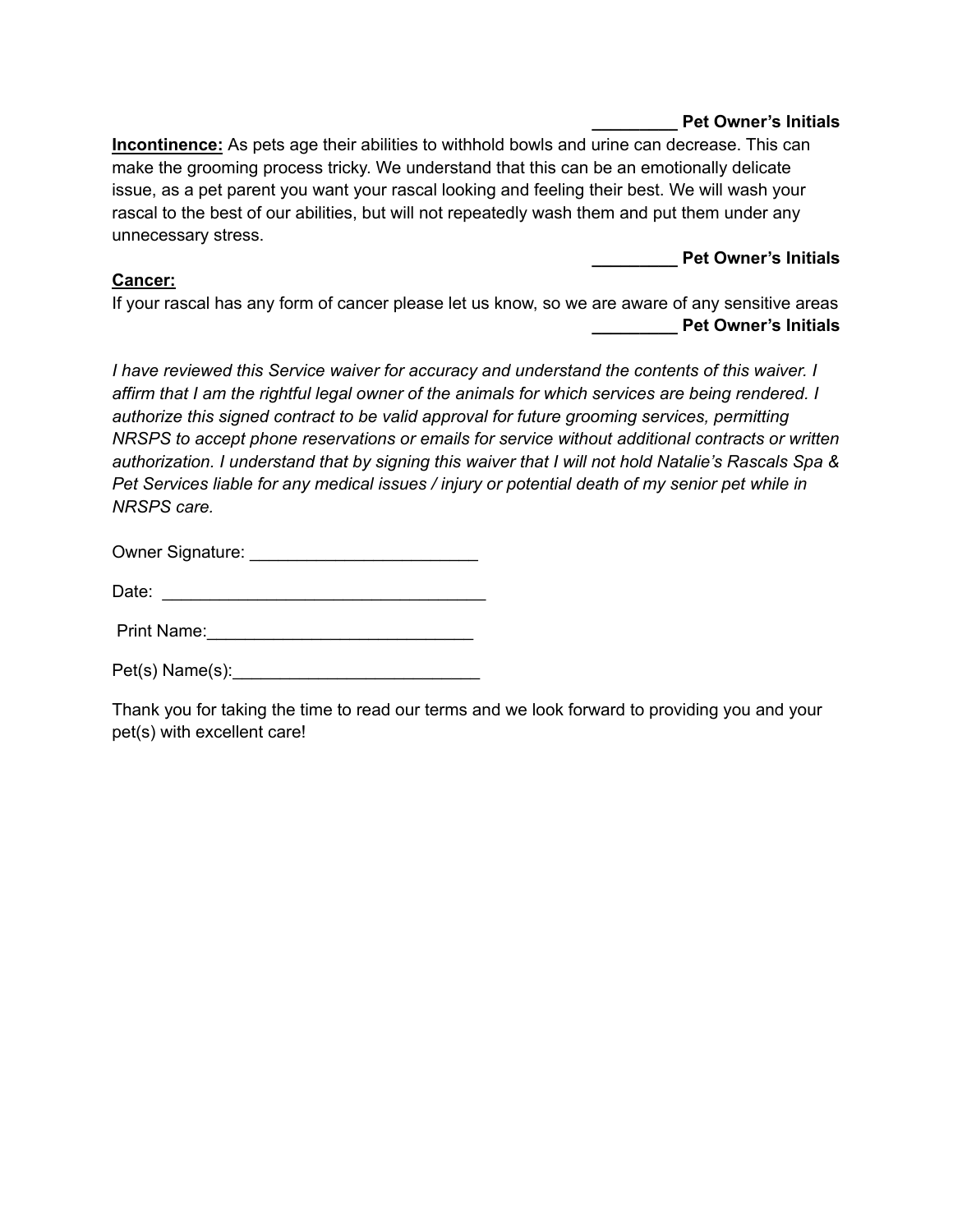_________ **Pet Owner's Initials**

**Incontinence:** As pets age their abilities to withhold bowls and urine can decrease. This can make the grooming process tricky. We understand that this can be an emotionally delicate issue, as a pet parent you want your rascal looking and feeling their best. We will wash your rascal to the best of our abilities, but will not repeatedly wash them and put them under any unnecessary stress.

_________ **Pet Owner's Initials**

**Cancer:**

If your rascal has any form of cancer please let us know, so we are aware of any sensitive areas

_________ **Pet Owner's Initials**

*I have reviewed this Service waiver for accuracy and understand the contents of this waiver. I affirm that I am the rightful legal owner of the animals for which services are being rendered. I authorize this signed contract to be valid approval for future grooming services, permitting NRSPS to accept phone reservations or emails for service without additional contracts or written authorization. I understand that by signing this waiver that I will not hold Natalie's Rascals Spa & Pet Services liable for any medical issues / injury or potential death of my senior pet while in NRSPS care.*

Owner Signature: ________________________

Date: __________________________________

Print Name:____________________________

Pet(s) Name(s):__________________________

Thank you for taking the time to read our terms and we look forward to providing you and your pet(s) with excellent care!